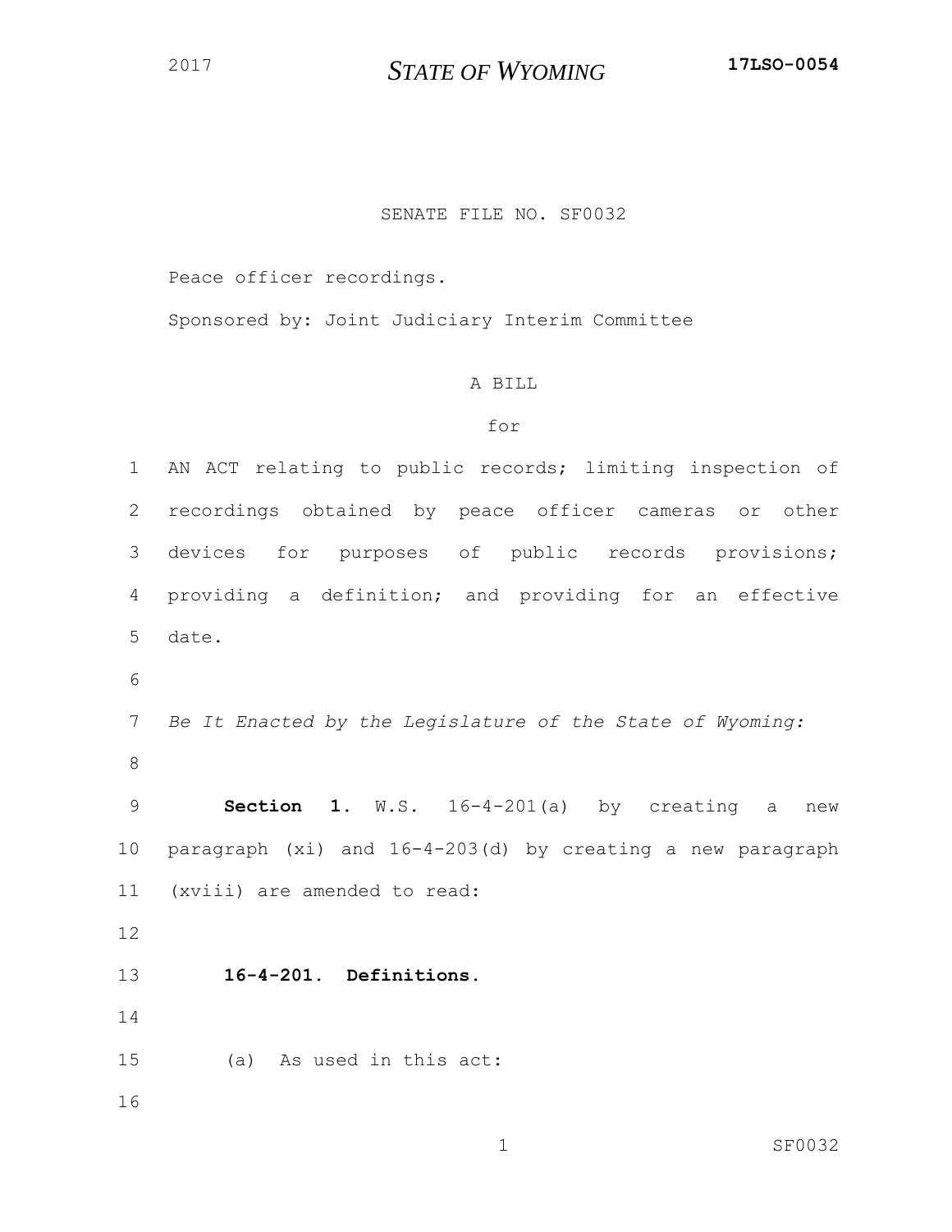2017 **STATE OF WYOMING** **17LSO-0054**

SENATE FILE NO. SF0032

Peace officer recordings.

Sponsored by: Joint Judiciary Interim Committee

A BILL

for

AN ACT relating to public records; limiting inspection of recordings obtained by peace officer cameras or other devices for purposes of public records provisions; providing a definition; and providing for an effective date.

*Be It Enacted by the Legislature of the State of Wyoming:*

**Section 1.** W.S. 16-4-201(a) by creating a new paragraph (xi) and 16-4-203(d) by creating a new paragraph (xviii) are amended to read:

**16-4-201. Definitions.**

(a) As used in this act: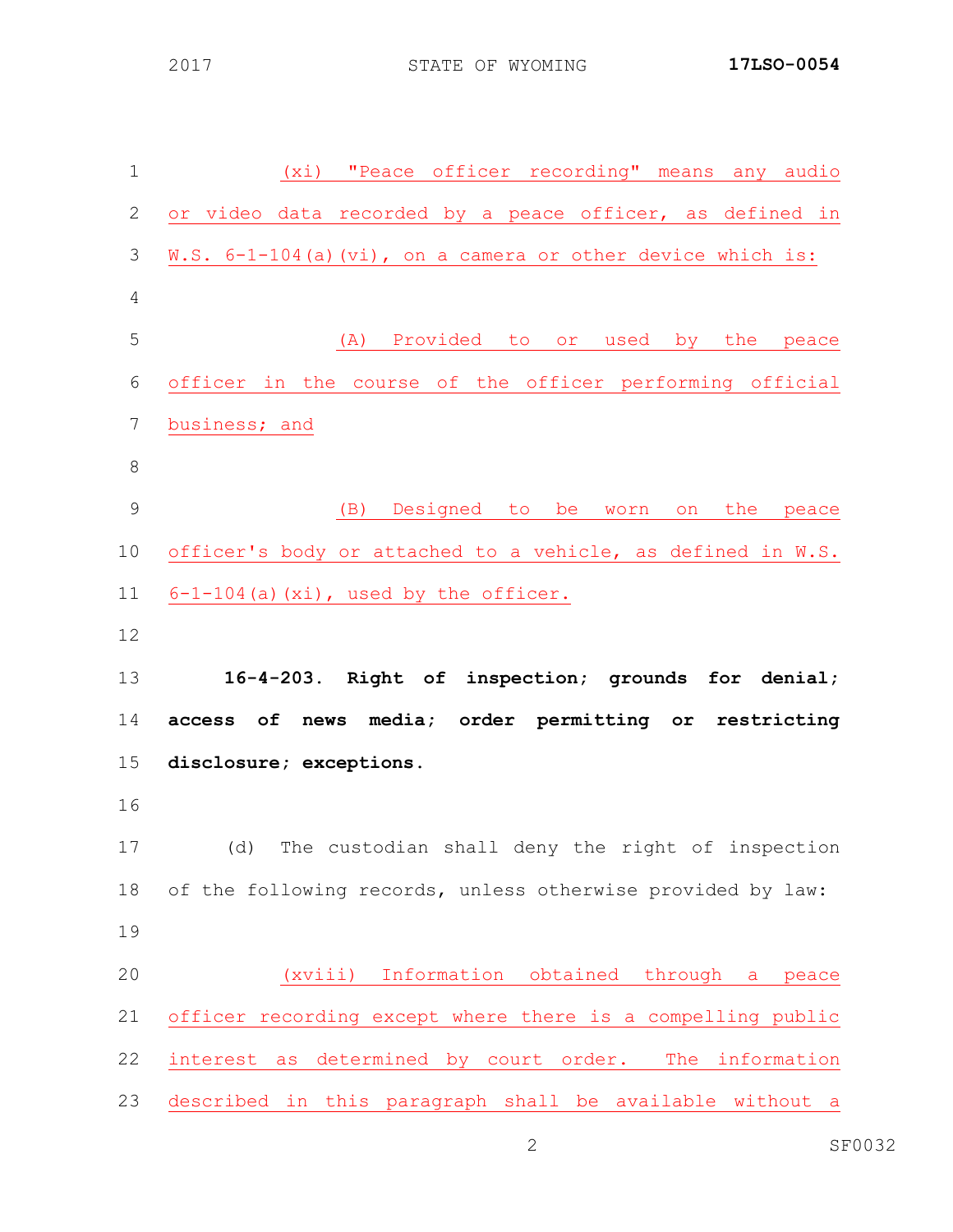(xi) "Peace officer recording" means any audio or video data recorded by a peace officer, as defined in W.S. 6-1-104(a)(vi), on a camera or other device which is:

(A) Provided to or used by the peace officer in the course of the officer performing official business; and

(B) Designed to be worn on the peace officer's body or attached to a vehicle, as defined in W.S. 6-1-104(a)(xi), used by the officer.

**16-4-203. Right of inspection; grounds for denial; access of news media; order permitting or restricting disclosure; exceptions.**

(d) The custodian shall deny the right of inspection of the following records, unless otherwise provided by law:

(xviii) Information obtained through a peace officer recording except where there is a compelling public interest as determined by court order. The information described in this paragraph shall be available without a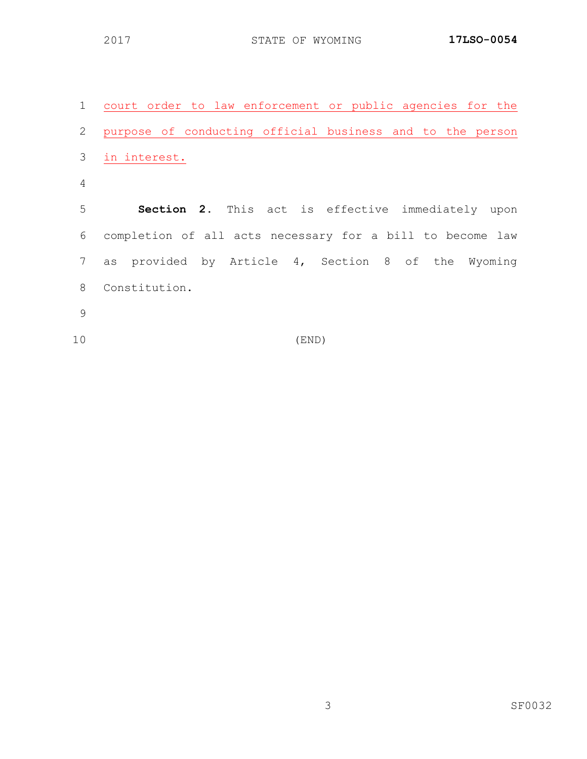court order to law enforcement or public agencies for the purpose of conducting official business and to the person in interest.

**Section 2.** This act is effective immediately upon completion of all acts necessary for a bill to become law as provided by Article 4, Section 8 of the Wyoming Constitution.

(END)